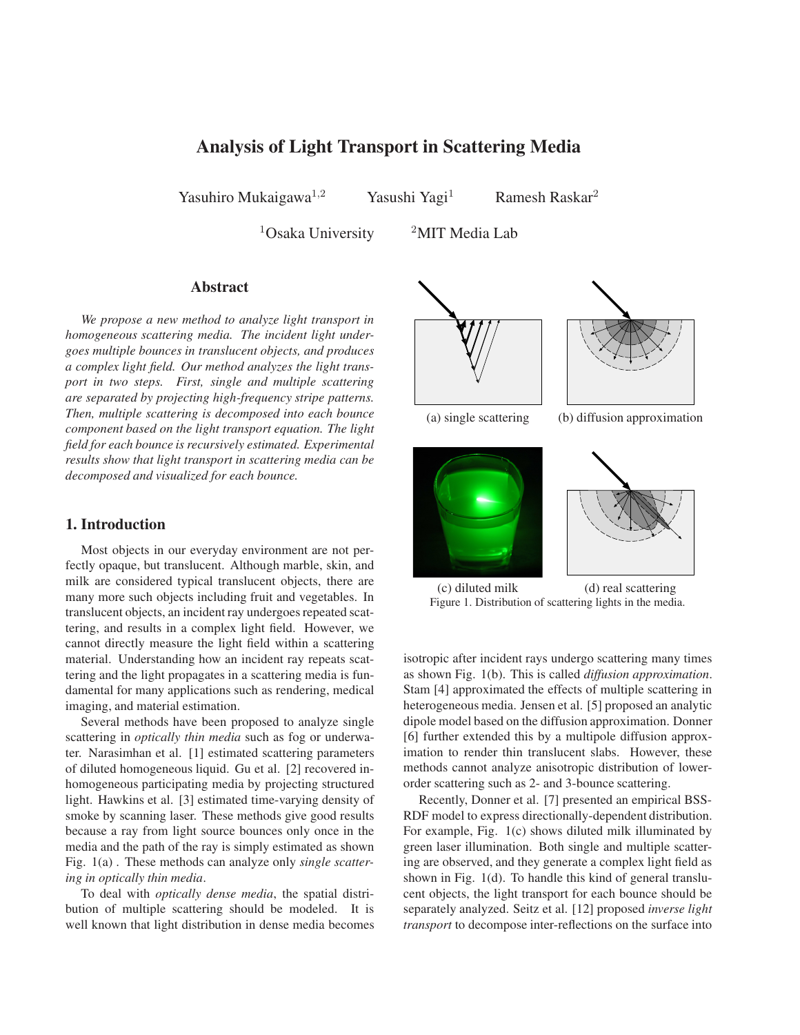# Analysis of Light Transport in Scattering Media

Yasuhiro Mukaigawa[1,2] Yasushi Yagi[1] Ramesh Raskar[2]

[1]Osaka University [2]MIT Media Lab

## Abstract

*We propose a new method to analyze light transport in homogeneous scattering media. The incident light undergoes multiple bounces in translucent objects, and produces a complex light field. Our method analyzes the light transport in two steps. First, single and multiple scattering are separated by projecting high-frequency stripe patterns. Then, multiple scattering is decomposed into each bounce component based on the light transport equation. The light field for each bounce is recursively estimated. Experimental results show that light transport in scattering media can be decomposed and visualized for each bounce.*

## 1. Introduction

Most objects in our everyday environment are not perfectly opaque, but translucent. Although marble, skin, and milk are considered typical translucent objects, there are many more such objects including fruit and vegetables. In translucent objects, an incident ray undergoes repeated scattering, and results in a complex light field. However, we cannot directly measure the light field within a scattering material. Understanding how an incident ray repeats scattering and the light propagates in a scattering media is fundamental for many applications such as rendering, medical imaging, and material estimation.

Several methods have been proposed to analyze single scattering in *optically thin media* such as fog or underwater. Narasimhan et al. [1] estimated scattering parameters of diluted homogeneous liquid. Gu et al. [2] recovered inhomogeneous participating media by projecting structured light. Hawkins et al. [3] estimated time-varying density of smoke by scanning laser. These methods give good results because a ray from light source bounces only once in the media and the path of the ray is simply estimated as shown Fig. 1(a) . These methods can analyze only *single scattering in optically thin media*.

To deal with *optically dense media*, the spatial distribution of multiple scattering should be modeled. It is well known that light distribution in dense media becomes isotropic after incident rays undergo scattering many times as shown Fig. 1(b). This is called *diffusion approximation*. Stam [4] approximated the effects of multiple scattering in heterogeneous media. Jensen et al. [5] proposed an analytic dipole model based on the diffusion approximation. Donner [6] further extended this by a multipole diffusion approximation to render thin translucent slabs. However, these methods cannot analyze anisotropic distribution of lower-order scattering such as 2- and 3-bounce scattering.

(a) single scattering (b) diffusion approximation

(c) diluted milk (d) real scattering

Figure 1. Distribution of scattering lights in the media.

Recently, Donner et al. [7] presented an empirical BSSRDF model to express directionally-dependent distribution. For example, Fig. 1(c) shows diluted milk illuminated by green laser illumination. Both single and multiple scattering are observed, and they generate a complex light field as shown in Fig. 1(d). To handle this kind of general translucent objects, the light transport for each bounce should be separately analyzed. Seitz et al. [12] proposed *inverse light transport* to decompose inter-reflections on the surface into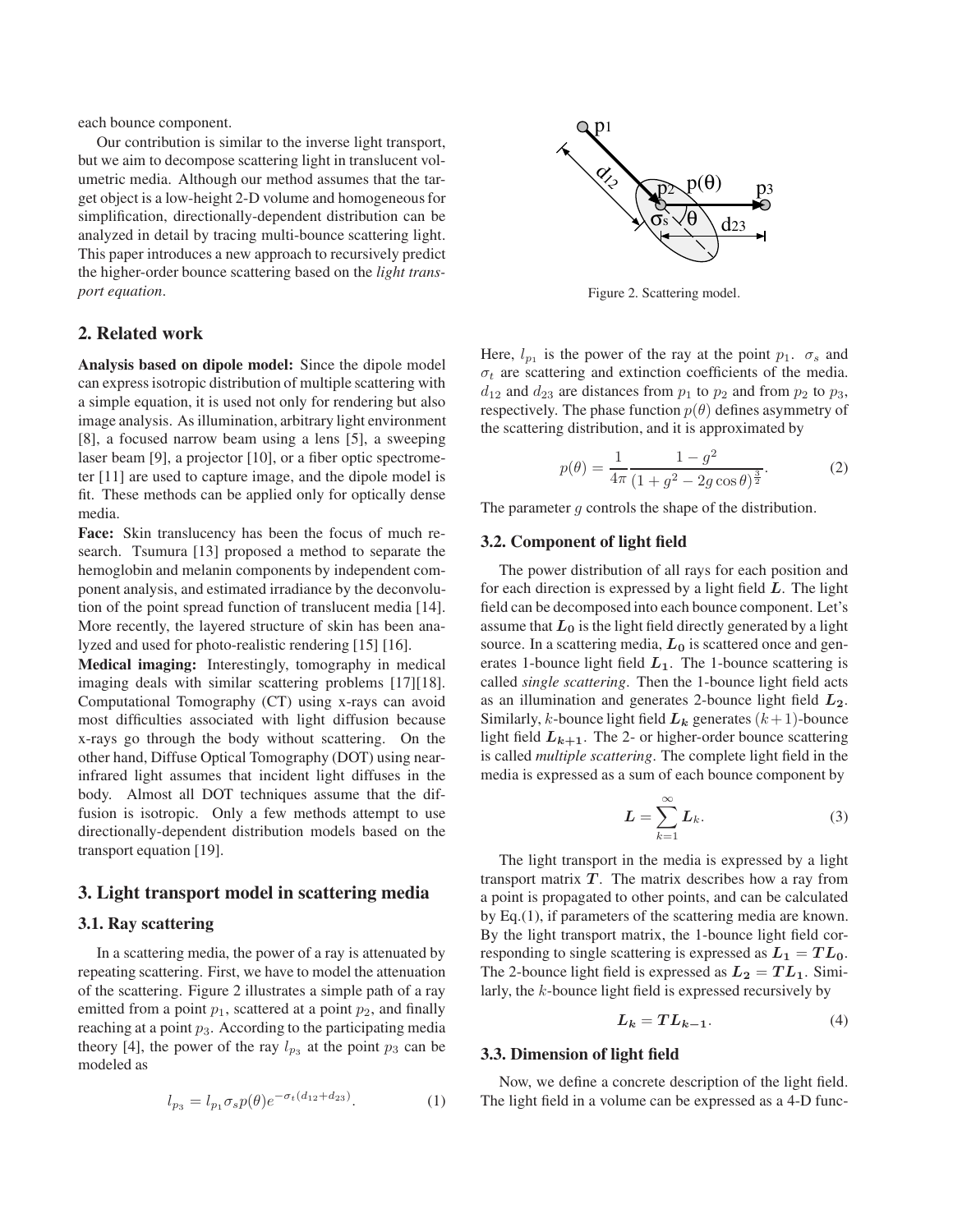each bounce component.

Our contribution is similar to the inverse light transport, but we aim to decompose scattering light in translucent volumetric media. Although our method assumes that the target object is a low-height 2-D volume and homogeneous for simplification, directionally-dependent distribution can be analyzed in detail by tracing multi-bounce scattering light. This paper introduces a new approach to recursively predict the higher-order bounce scattering based on the *light transport equation*.

## 2. Related work

**Analysis based on dipole model:** Since the dipole model can express isotropic distribution of multiple scattering with a simple equation, it is used not only for rendering but also image analysis. As illumination, arbitrary light environment [8], a focused narrow beam using a lens [5], a sweeping laser beam [9], a projector [10], or a fiber optic spectrometer [11] are used to capture image, and the dipole model is fit. These methods can be applied only for optically dense media.

**Face:** Skin translucency has been the focus of much research. Tsumura [13] proposed a method to separate the hemoglobin and melanin components by independent component analysis, and estimated irradiance by the deconvolution of the point spread function of translucent media [14]. More recently, the layered structure of skin has been analyzed and used for photo-realistic rendering [15] [16].

**Medical imaging:** Interestingly, tomography in medical imaging deals with similar scattering problems [17][18]. Computational Tomography (CT) using x-rays can avoid most difficulties associated with light diffusion because x-rays go through the body without scattering. On the other hand, Diffuse Optical Tomography (DOT) using near-infrared light assumes that incident light diffuses in the body. Almost all DOT techniques assume that the diffusion is isotropic. Only a few methods attempt to use directionally-dependent distribution models based on the transport equation [19].

## 3. Light transport model in scattering media

### 3.1. Ray scattering

In a scattering media, the power of a ray is attenuated by repeating scattering. First, we have to model the attenuation of the scattering. Figure 2 illustrates a simple path of a ray emitted from a point $p_1$, scattered at a point $p_2$, and finally reaching at a point $p_3$. According to the participating media theory [4], the power of the ray $l_{p_3}$ at the point $p_3$ can be modeled as

$$l_{p_3} = l_{p_1} \sigma_s p(\theta) e^{-\sigma_t (d_{12} + d_{23})}. \tag{1}$$

Figure 2. Scattering model.

Here, $l_{p_1}$ is the power of the ray at the point $p_1$. $\sigma_s$ and $\sigma_t$ are scattering and extinction coefficients of the media. $d_{12}$ and $d_{23}$ are distances from $p_1$ to $p_2$ and from $p_2$ to $p_3$, respectively. The phase function $p(\theta)$ defines asymmetry of the scattering distribution, and it is approximated by

$$p(\theta) = \frac{1}{4\pi} \frac{1 - g^2}{(1 + g^2 - 2g\cos\theta)^{\frac{3}{2}}}. \tag{2}$$

The parameter $g$ controls the shape of the distribution.

### 3.2. Component of light field

The power distribution of all rays for each position and for each direction is expressed by a light field $\boldsymbol{L}$. The light field can be decomposed into each bounce component. Let's assume that $\boldsymbol{L_0}$ is the light field directly generated by a light source. In a scattering media, $\boldsymbol{L_0}$ is scattered once and generates 1-bounce light field $\boldsymbol{L_1}$. The 1-bounce scattering is called *single scattering*. Then the 1-bounce light field acts as an illumination and generates 2-bounce light field $\boldsymbol{L_2}$. Similarly, $k$-bounce light field $\boldsymbol{L_k}$ generates $(k+1)$-bounce light field $\boldsymbol{L_{k+1}}$. The 2- or higher-order bounce scattering is called *multiple scattering*. The complete light field in the media is expressed as a sum of each bounce component by

$$\boldsymbol{L} = \sum_{k=1}^{\infty} \boldsymbol{L}_k. \tag{3}$$

The light transport in the media is expressed by a light transport matrix $\boldsymbol{T}$. The matrix describes how a ray from a point is propagated to other points, and can be calculated by Eq.(1), if parameters of the scattering media are known. By the light transport matrix, the 1-bounce light field corresponding to single scattering is expressed as $\boldsymbol{L_1} = \boldsymbol{T}\boldsymbol{L_0}$. The 2-bounce light field is expressed as $\boldsymbol{L_2} = \boldsymbol{T}\boldsymbol{L_1}$. Similarly, the $k$-bounce light field is expressed recursively by

$$\boldsymbol{L_k} = \boldsymbol{T}\boldsymbol{L_{k-1}}. \tag{4}$$

### 3.3. Dimension of light field

Now, we define a concrete description of the light field. The light field in a volume can be expressed as a 4-D func-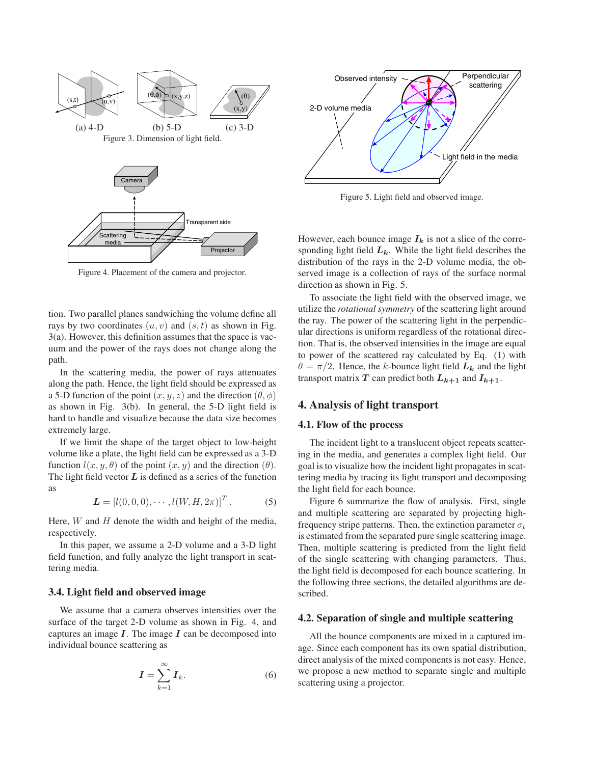Figure 3. Dimension of light field.

Figure 4. Placement of the camera and projector.

tion. Two parallel planes sandwiching the volume define all rays by two coordinates $(u, v)$ and $(s, t)$ as shown in Fig. 3(a). However, this definition assumes that the space is vacuum and the power of the rays does not change along the path.

In the scattering media, the power of rays attenuates along the path. Hence, the light field should be expressed as a 5-D function of the point $(x, y, z)$ and the direction $(\theta, \phi)$ as shown in Fig. 3(b). In general, the 5-D light field is hard to handle and visualize because the data size becomes extremely large.

If we limit the shape of the target object to low-height volume like a plate, the light field can be expressed as a 3-D function $l(x, y, \theta)$ of the point $(x, y)$ and the direction $(\theta)$. The light field vector $\boldsymbol{L}$ is defined as a series of the function as

$$\boldsymbol{L} = [l(0, 0, 0), \cdots, l(W, H, 2\pi)]^T. \tag{5}$$

Here, $W$ and $H$ denote the width and height of the media, respectively.

In this paper, we assume a 2-D volume and a 3-D light field function, and fully analyze the light transport in scattering media.

### 3.4. Light field and observed image

We assume that a camera observes intensities over the surface of the target 2-D volume as shown in Fig. 4, and captures an image $\boldsymbol{I}$. The image $\boldsymbol{I}$ can be decomposed into individual bounce scattering as

$$\boldsymbol{I} = \sum_{k=1}^{\infty} \boldsymbol{I}_k. \tag{6}$$

Figure 5. Light field and observed image.

However, each bounce image $\boldsymbol{I_k}$ is not a slice of the corresponding light field $\boldsymbol{L_k}$. While the light field describes the distribution of the rays in the 2-D volume media, the observed image is a collection of rays of the surface normal direction as shown in Fig. 5.

To associate the light field with the observed image, we utilize the *rotational symmetry* of the scattering light around the ray. The power of the scattering light in the perpendicular directions is uniform regardless of the rotational direction. That is, the observed intensities in the image are equal to power of the scattered ray calculated by Eq. (1) with $\theta = \pi/2$. Hence, the $k$-bounce light field $\boldsymbol{L_k}$ and the light transport matrix $\boldsymbol{T}$ can predict both $\boldsymbol{L_{k+1}}$ and $\boldsymbol{I_{k+1}}$.

## 4. Analysis of light transport

### 4.1. Flow of the process

The incident light to a translucent object repeats scattering in the media, and generates a complex light field. Our goal is to visualize how the incident light propagates in scattering media by tracing its light transport and decomposing the light field for each bounce.

Figure 6 summarize the flow of analysis. First, single and multiple scattering are separated by projecting high-frequency stripe patterns. Then, the extinction parameter $\sigma_t$ is estimated from the separated pure single scattering image. Then, multiple scattering is predicted from the light field of the single scattering with changing parameters. Thus, the light field is decomposed for each bounce scattering. In the following three sections, the detailed algorithms are described.

### 4.2. Separation of single and multiple scattering

All the bounce components are mixed in a captured image. Since each component has its own spatial distribution, direct analysis of the mixed components is not easy. Hence, we propose a new method to separate single and multiple scattering using a projector.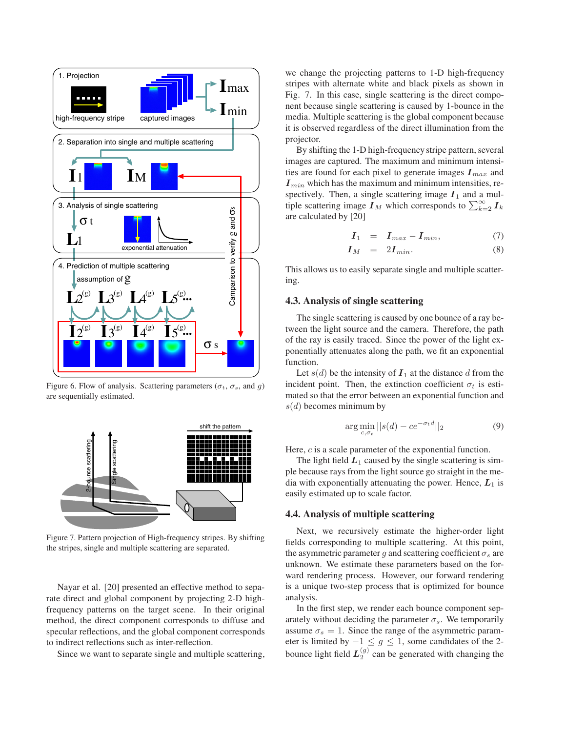Figure 6. Flow of analysis. Scattering parameters ($\sigma_t$, $\sigma_s$, and $g$) are sequentially estimated.

Figure 7. Pattern projection of High-frequency stripes. By shifting the stripes, single and multiple scattering are separated.

Nayar et al. [20] presented an effective method to separate direct and global component by projecting 2-D high-frequency patterns on the target scene. In their original method, the direct component corresponds to diffuse and specular reflections, and the global component corresponds to indirect reflections such as inter-reflection.

Since we want to separate single and multiple scattering, we change the projecting patterns to 1-D high-frequency stripes with alternate white and black pixels as shown in Fig. 7. In this case, single scattering is the direct component because single scattering is caused by 1-bounce in the media. Multiple scattering is the global component because it is observed regardless of the direct illumination from the projector.

By shifting the 1-D high-frequency stripe pattern, several images are captured. The maximum and minimum intensities are found for each pixel to generate images $\boldsymbol{I}_{max}$ and $\boldsymbol{I}_{min}$ which has the maximum and minimum intensities, respectively. Then, a single scattering image $\boldsymbol{I}_1$ and a multiple scattering image $\boldsymbol{I}_M$ which corresponds to $\sum_{k=2}^{\infty} \boldsymbol{I}_k$ are calculated by [20]

$$\boldsymbol{I}_1 = \boldsymbol{I}_{max} - \boldsymbol{I}_{min}, \quad (7)$$

$$\boldsymbol{I}_M = 2\boldsymbol{I}_{min}. \quad (8)$$

This allows us to easily separate single and multiple scattering.

### 4.3. Analysis of single scattering

The single scattering is caused by one bounce of a ray between the light source and the camera. Therefore, the path of the ray is easily traced. Since the power of the light exponentially attenuates along the path, we fit an exponential function.

Let $s(d)$ be the intensity of $\boldsymbol{I}_1$ at the distance $d$ from the incident point. Then, the extinction coefficient $\sigma_t$ is estimated so that the error between an exponential function and $s(d)$ becomes minimum by

$$\arg\min_{c,\sigma_t} ||s(d) - ce^{-\sigma_t d}||_2 \quad (9)$$

Here, $c$ is a scale parameter of the exponential function.

The light field $\boldsymbol{L}_1$ caused by the single scattering is simple because rays from the light source go straight in the media with exponentially attenuating the power. Hence, $\boldsymbol{L}_1$ is easily estimated up to scale factor.

### 4.4. Analysis of multiple scattering

Next, we recursively estimate the higher-order light fields corresponding to multiple scattering. At this point, the asymmetric parameter $g$ and scattering coefficient $\sigma_s$ are unknown. We estimate these parameters based on the forward rendering process. However, our forward rendering is a unique two-step process that is optimized for bounce analysis.

In the first step, we render each bounce component separately without deciding the parameter $\sigma_s$. We temporarily assume $\sigma_s = 1$. Since the range of the asymmetric parameter is limited by $-1 \leq g \leq 1$, some candidates of the 2-bounce light field $\boldsymbol{L}_2^{(g)}$ can be generated with changing the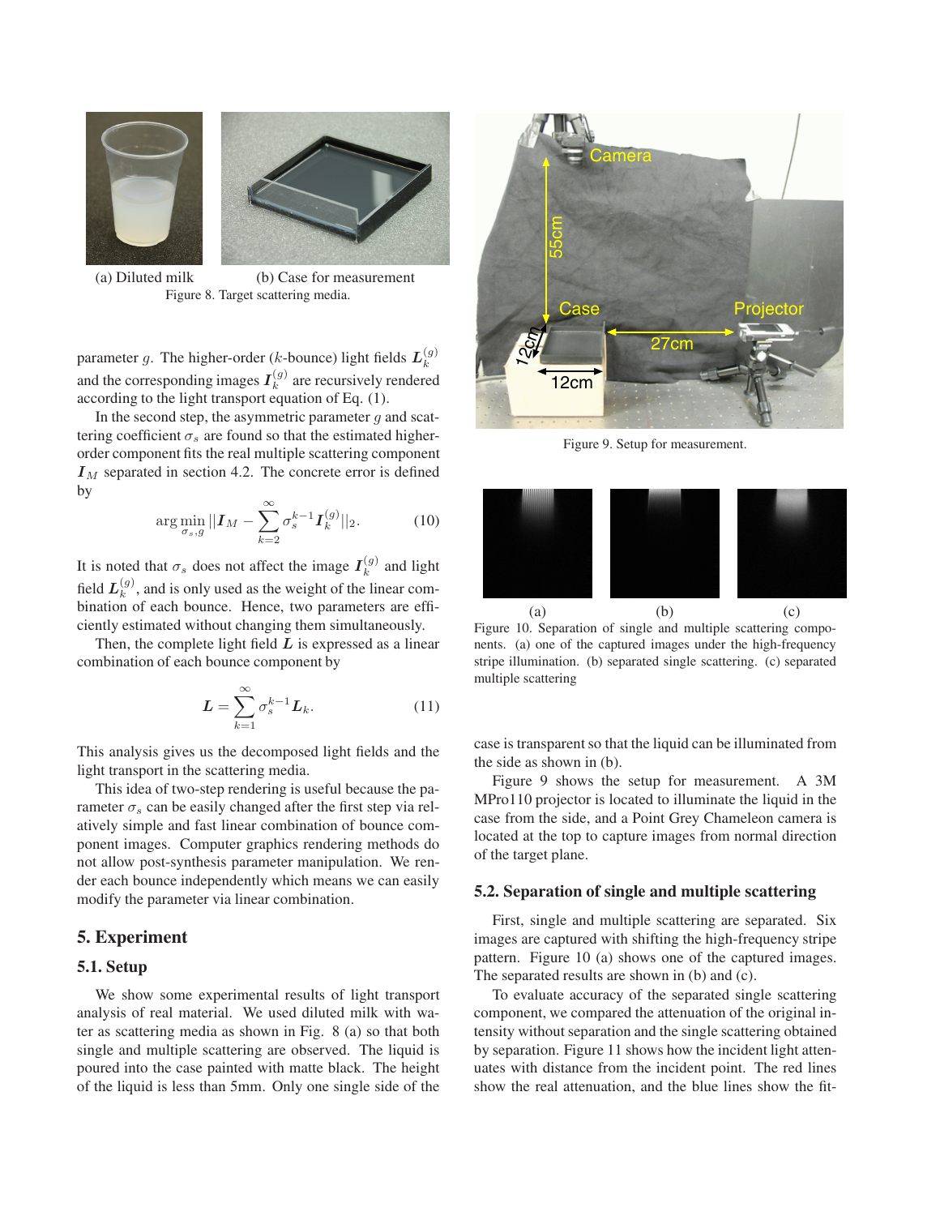(a) Diluted milk (b) Case for measurement

Figure 8. Target scattering media.

parameter $g$. The higher-order ($k$-bounce) light fields $\boldsymbol{L}_k^{(g)}$ and the corresponding images $\boldsymbol{I}_k^{(g)}$ are recursively rendered according to the light transport equation of Eq. (1).

In the second step, the asymmetric parameter $g$ and scattering coefficient $\sigma_s$ are found so that the estimated higher-order component fits the real multiple scattering component $\boldsymbol{I}_M$ separated in section 4.2. The concrete error is defined by

$$\arg\min_{\sigma_s, g} ||\boldsymbol{I}_M - \sum_{k=2}^{\infty} \sigma_s^{k-1} \boldsymbol{I}_k^{(g)}||_2. \tag{10}$$

It is noted that $\sigma_s$ does not affect the image $\boldsymbol{I}_k^{(g)}$ and light field $\boldsymbol{L}_k^{(g)}$, and is only used as the weight of the linear combination of each bounce. Hence, two parameters are efficiently estimated without changing them simultaneously.

Then, the complete light field $\boldsymbol{L}$ is expressed as a linear combination of each bounce component by

$$\boldsymbol{L} = \sum_{k=1}^{\infty} \sigma_s^{k-1} \boldsymbol{L}_k. \tag{11}$$

This analysis gives us the decomposed light fields and the light transport in the scattering media.

This idea of two-step rendering is useful because the parameter $\sigma_s$ can be easily changed after the first step via relatively simple and fast linear combination of bounce component images. Computer graphics rendering methods do not allow post-synthesis parameter manipulation. We render each bounce independently which means we can easily modify the parameter via linear combination.

## 5. Experiment

### 5.1. Setup

We show some experimental results of light transport analysis of real material. We used diluted milk with water as scattering media as shown in Fig. 8 (a) so that both single and multiple scattering are observed. The liquid is poured into the case painted with matte black. The height of the liquid is less than 5mm. Only one single side of the case is transparent so that the liquid can be illuminated from the side as shown in (b).

Figure 9 shows the setup for measurement. A 3M MPro110 projector is located to illuminate the liquid in the case from the side, and a Point Grey Chameleon camera is located at the top to capture images from normal direction of the target plane.

Figure 9. Setup for measurement.

(a) (b) (c)

Figure 10. Separation of single and multiple scattering components. (a) one of the captured images under the high-frequency stripe illumination. (b) separated single scattering. (c) separated multiple scattering

### 5.2. Separation of single and multiple scattering

First, single and multiple scattering are separated. Six images are captured with shifting the high-frequency stripe pattern. Figure 10 (a) shows one of the captured images. The separated results are shown in (b) and (c).

To evaluate accuracy of the separated single scattering component, we compared the attenuation of the original intensity without separation and the single scattering obtained by separation. Figure 11 shows how the incident light attenuates with distance from the incident point. The red lines show the real attenuation, and the blue lines show the fit-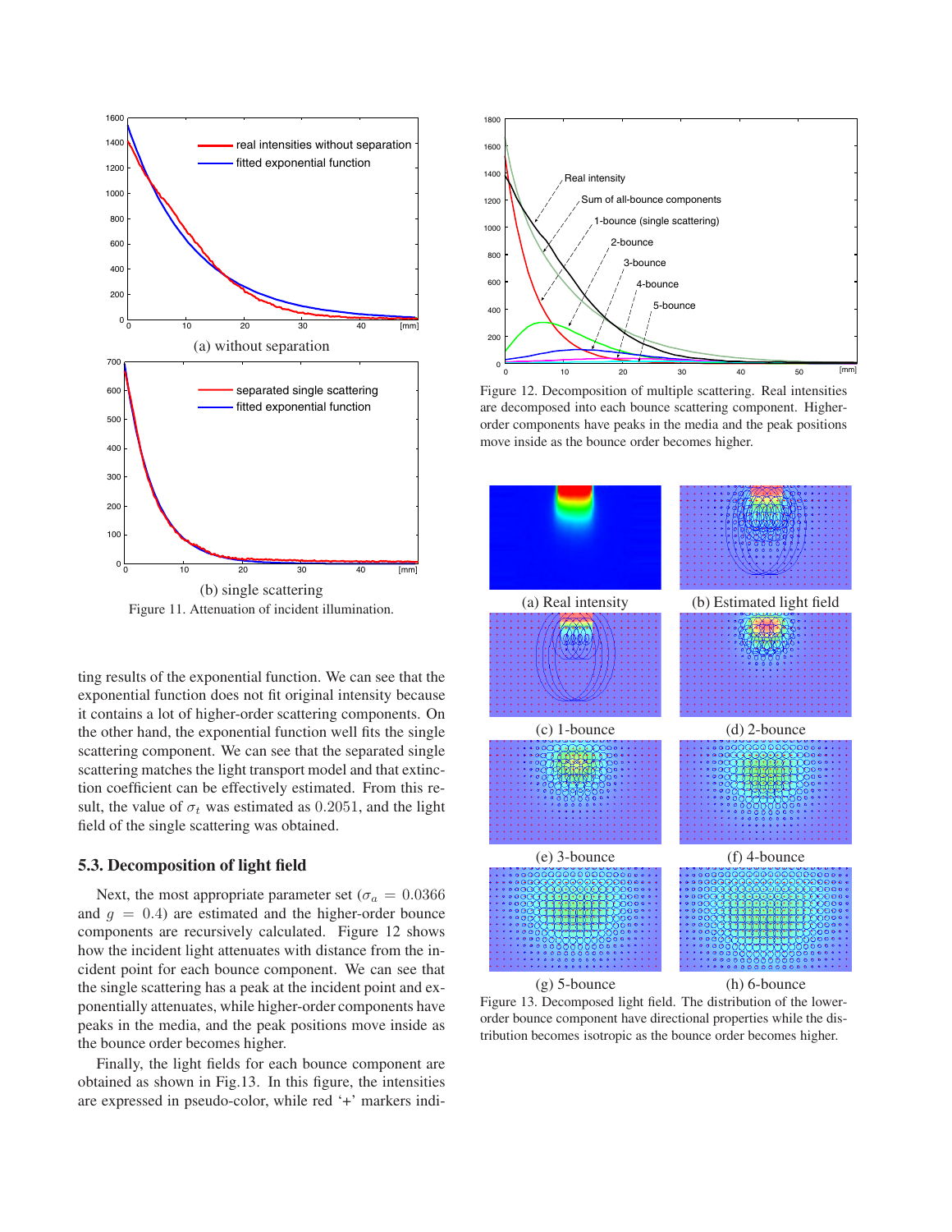(a) without separation

(b) single scattering

Figure 11. Attenuation of incident illumination.

ting results of the exponential function. We can see that the exponential function does not fit original intensity because it contains a lot of higher-order scattering components. On the other hand, the exponential function well fits the single scattering component. We can see that the separated single scattering matches the light transport model and that extinction coefficient can be effectively estimated. From this result, the value of $\sigma_t$ was estimated as $0.2051$, and the light field of the single scattering was obtained.

### 5.3. Decomposition of light field

Next, the most appropriate parameter set ($\sigma_a = 0.0366$ and $g = 0.4$) are estimated and the higher-order bounce components are recursively calculated. Figure 12 shows how the incident light attenuates with distance from the incident point for each bounce component. We can see that the single scattering has a peak at the incident point and exponentially attenuates, while higher-order components have peaks in the media, and the peak positions move inside as the bounce order becomes higher.

Finally, the light fields for each bounce component are obtained as shown in Fig.13. In this figure, the intensities are expressed in pseudo-color, while red '+' markers indi-

Figure 12. Decomposition of multiple scattering. Real intensities are decomposed into each bounce scattering component. Higher-order components have peaks in the media and the peak positions move inside as the bounce order becomes higher.

(a) Real intensity (b) Estimated light field

(c) 1-bounce (d) 2-bounce

(e) 3-bounce (f) 4-bounce

(g) 5-bounce (h) 6-bounce

Figure 13. Decomposed light field. The distribution of the lower-order bounce component have directional properties while the distribution becomes isotropic as the bounce order becomes higher.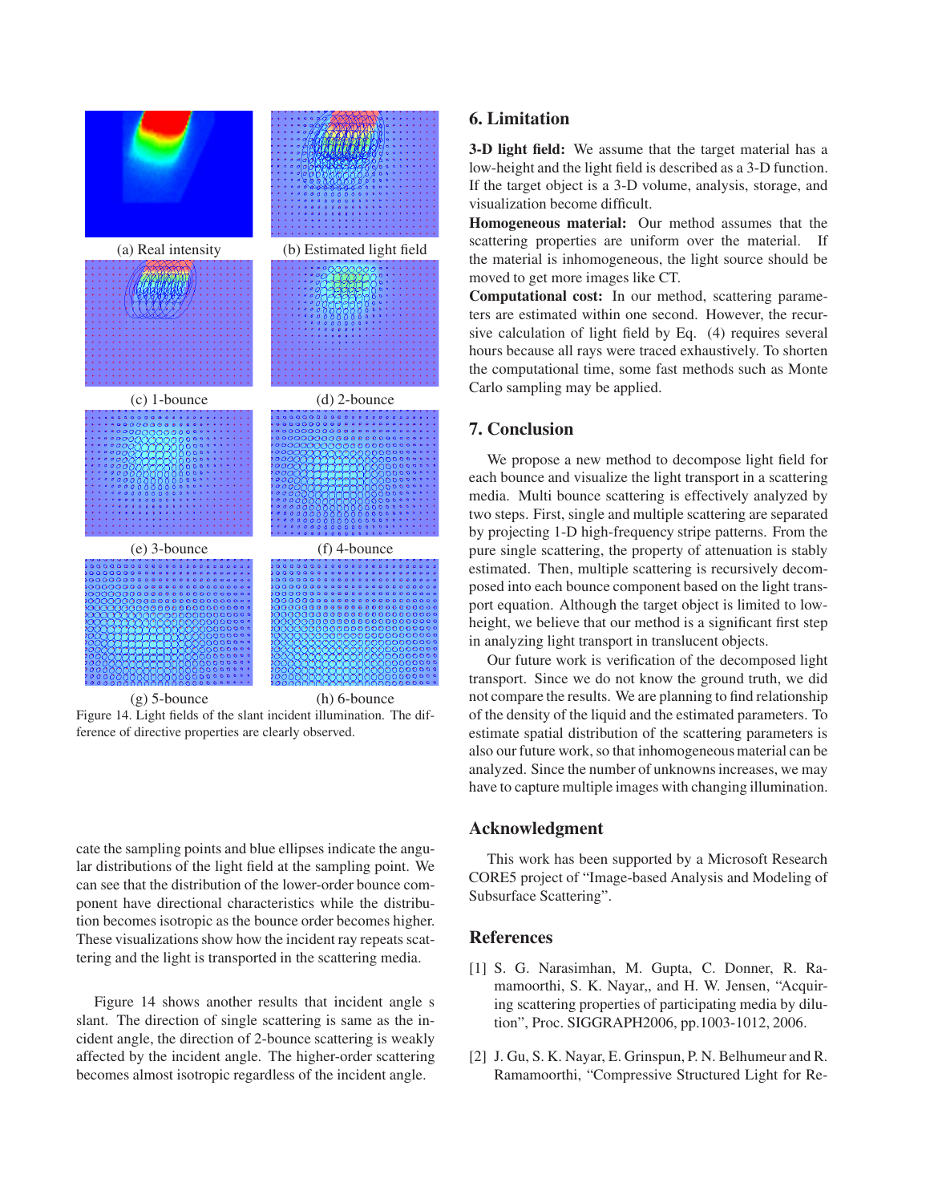(a) Real intensity (b) Estimated light field

(c) 1-bounce (d) 2-bounce

(e) 3-bounce (f) 4-bounce

(g) 5-bounce (h) 6-bounce

Figure 14. Light fields of the slant incident illumination. The difference of directive properties are clearly observed.

cate the sampling points and blue ellipses indicate the angular distributions of the light field at the sampling point. We can see that the distribution of the lower-order bounce component have directional characteristics while the distribution becomes isotropic as the bounce order becomes higher. These visualizations show how the incident ray repeats scattering and the light is transported in the scattering media.

Figure 14 shows another results that incident angle s slant. The direction of single scattering is same as the incident angle, the direction of 2-bounce scattering is weakly affected by the incident angle. The higher-order scattering becomes almost isotropic regardless of the incident angle.

## 6. Limitation

**3-D light field:** We assume that the target material has a low-height and the light field is described as a 3-D function. If the target object is a 3-D volume, analysis, storage, and visualization become difficult.

**Homogeneous material:** Our method assumes that the scattering properties are uniform over the material. If the material is inhomogeneous, the light source should be moved to get more images like CT.

**Computational cost:** In our method, scattering parameters are estimated within one second. However, the recursive calculation of light field by Eq. (4) requires several hours because all rays were traced exhaustively. To shorten the computational time, some fast methods such as Monte Carlo sampling may be applied.

## 7. Conclusion

We propose a new method to decompose light field for each bounce and visualize the light transport in a scattering media. Multi bounce scattering is effectively analyzed by two steps. First, single and multiple scattering are separated by projecting 1-D high-frequency stripe patterns. From the pure single scattering, the property of attenuation is stably estimated. Then, multiple scattering is recursively decomposed into each bounce component based on the light transport equation. Although the target object is limited to low-height, we believe that our method is a significant first step in analyzing light transport in translucent objects.

Our future work is verification of the decomposed light transport. Since we do not know the ground truth, we did not compare the results. We are planning to find relationship of the density of the liquid and the estimated parameters. To estimate spatial distribution of the scattering parameters is also our future work, so that inhomogeneous material can be analyzed. Since the number of unknowns increases, we may have to capture multiple images with changing illumination.

## Acknowledgment

This work has been supported by a Microsoft Research CORE5 project of "Image-based Analysis and Modeling of Subsurface Scattering".

## References

[1] S. G. Narasimhan, M. Gupta, C. Donner, R. Ramamoorthi, S. K. Nayar,, and H. W. Jensen, "Acquiring scattering properties of participating media by dilution", Proc. SIGGRAPH2006, pp.1003-1012, 2006.

[2] J. Gu, S. K. Nayar, E. Grinspun, P. N. Belhumeur and R. Ramamoorthi, "Compressive Structured Light for Re-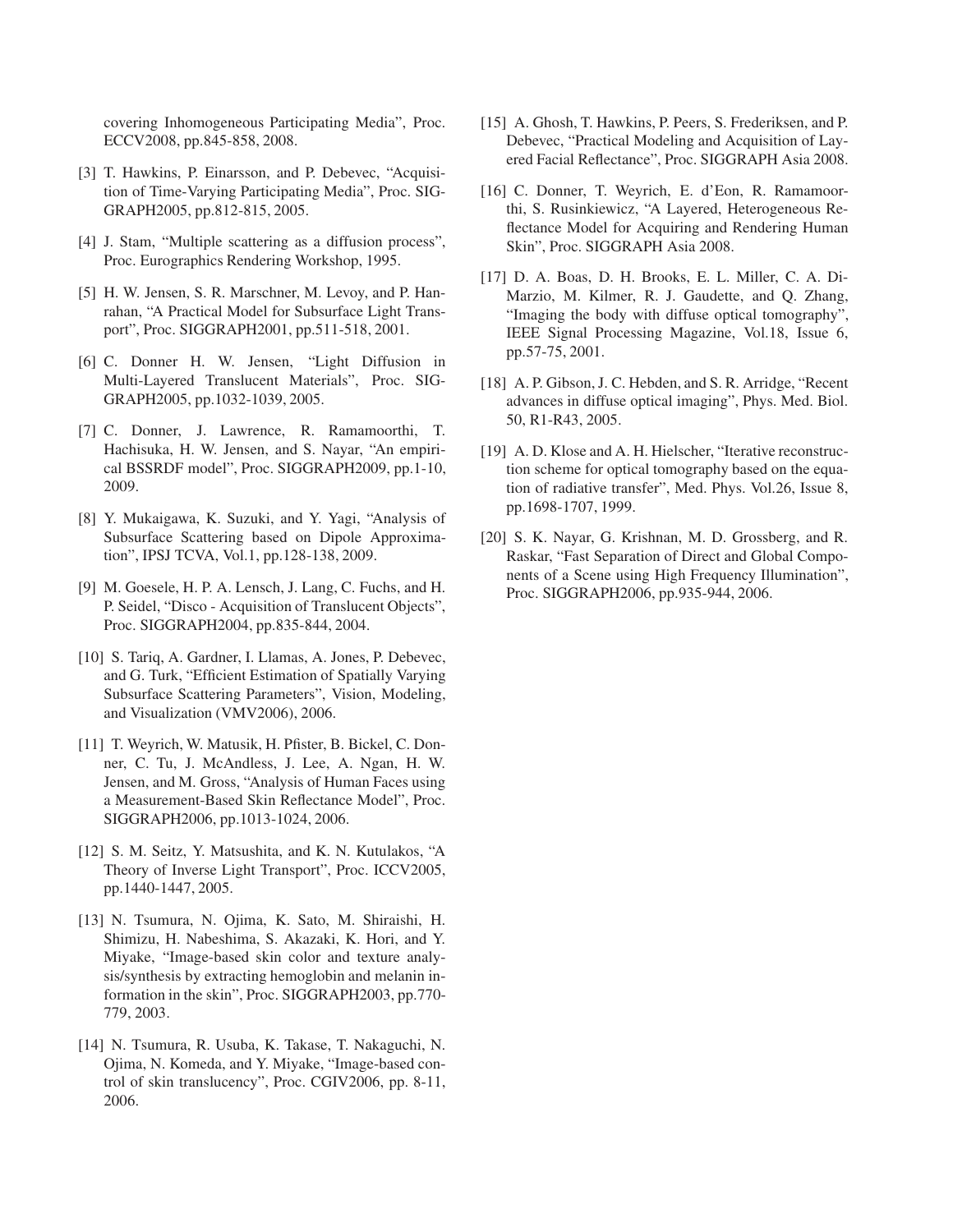covering Inhomogeneous Participating Media", Proc. ECCV2008, pp.845-858, 2008.

[3] T. Hawkins, P. Einarsson, and P. Debevec, "Acquisition of Time-Varying Participating Media", Proc. SIGGRAPH2005, pp.812-815, 2005.

[4] J. Stam, "Multiple scattering as a diffusion process", Proc. Eurographics Rendering Workshop, 1995.

[5] H. W. Jensen, S. R. Marschner, M. Levoy, and P. Hanrahan, "A Practical Model for Subsurface Light Transport", Proc. SIGGRAPH2001, pp.511-518, 2001.

[6] C. Donner H. W. Jensen, "Light Diffusion in Multi-Layered Translucent Materials", Proc. SIGGRAPH2005, pp.1032-1039, 2005.

[7] C. Donner, J. Lawrence, R. Ramamoorthi, T. Hachisuka, H. W. Jensen, and S. Nayar, "An empirical BSSRDF model", Proc. SIGGRAPH2009, pp.1-10, 2009.

[8] Y. Mukaigawa, K. Suzuki, and Y. Yagi, "Analysis of Subsurface Scattering based on Dipole Approximation", IPSJ TCVA, Vol.1, pp.128-138, 2009.

[9] M. Goesele, H. P. A. Lensch, J. Lang, C. Fuchs, and H. P. Seidel, "Disco - Acquisition of Translucent Objects", Proc. SIGGRAPH2004, pp.835-844, 2004.

[10] S. Tariq, A. Gardner, I. Llamas, A. Jones, P. Debevec, and G. Turk, "Efficient Estimation of Spatially Varying Subsurface Scattering Parameters", Vision, Modeling, and Visualization (VMV2006), 2006.

[11] T. Weyrich, W. Matusik, H. Pfister, B. Bickel, C. Donner, C. Tu, J. McAndless, J. Lee, A. Ngan, H. W. Jensen, and M. Gross, "Analysis of Human Faces using a Measurement-Based Skin Reflectance Model", Proc. SIGGRAPH2006, pp.1013-1024, 2006.

[12] S. M. Seitz, Y. Matsushita, and K. N. Kutulakos, "A Theory of Inverse Light Transport", Proc. ICCV2005, pp.1440-1447, 2005.

[13] N. Tsumura, N. Ojima, K. Sato, M. Shiraishi, H. Shimizu, H. Nabeshima, S. Akazaki, K. Hori, and Y. Miyake, "Image-based skin color and texture analysis/synthesis by extracting hemoglobin and melanin information in the skin", Proc. SIGGRAPH2003, pp.770-779, 2003.

[14] N. Tsumura, R. Usuba, K. Takase, T. Nakaguchi, N. Ojima, N. Komeda, and Y. Miyake, "Image-based control of skin translucency", Proc. CGIV2006, pp. 8-11, 2006.

[15] A. Ghosh, T. Hawkins, P. Peers, S. Frederiksen, and P. Debevec, "Practical Modeling and Acquisition of Layered Facial Reflectance", Proc. SIGGRAPH Asia 2008.

[16] C. Donner, T. Weyrich, E. d'Eon, R. Ramamoorthi, S. Rusinkiewicz, "A Layered, Heterogeneous Reflectance Model for Acquiring and Rendering Human Skin", Proc. SIGGRAPH Asia 2008.

[17] D. A. Boas, D. H. Brooks, E. L. Miller, C. A. DiMarzio, M. Kilmer, R. J. Gaudette, and Q. Zhang, "Imaging the body with diffuse optical tomography", IEEE Signal Processing Magazine, Vol.18, Issue 6, pp.57-75, 2001.

[18] A. P. Gibson, J. C. Hebden, and S. R. Arridge, "Recent advances in diffuse optical imaging", Phys. Med. Biol. 50, R1-R43, 2005.

[19] A. D. Klose and A. H. Hielscher, "Iterative reconstruction scheme for optical tomography based on the equation of radiative transfer", Med. Phys. Vol.26, Issue 8, pp.1698-1707, 1999.

[20] S. K. Nayar, G. Krishnan, M. D. Grossberg, and R. Raskar, "Fast Separation of Direct and Global Components of a Scene using High Frequency Illumination", Proc. SIGGRAPH2006, pp.935-944, 2006.